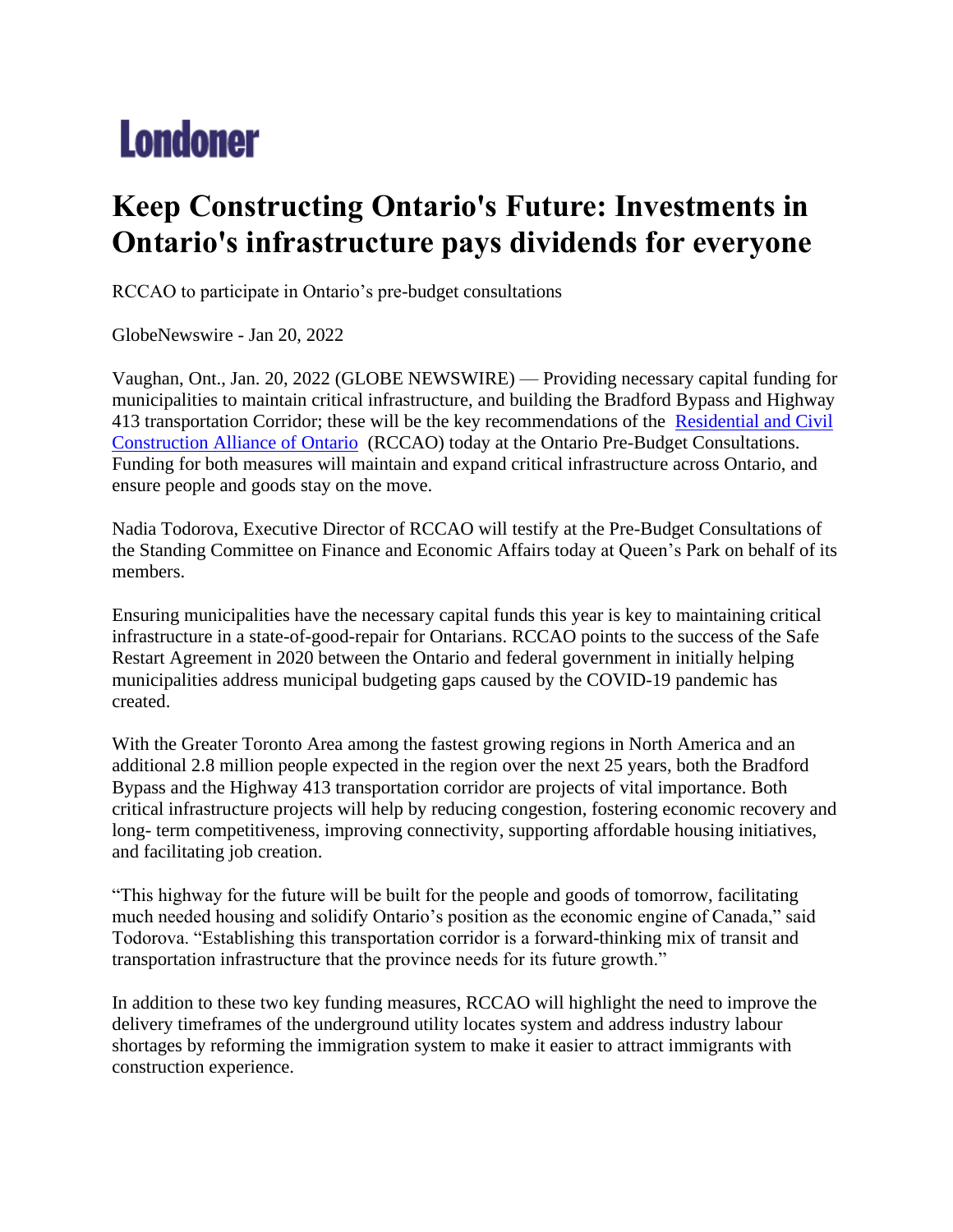**Londoner**

# Keep Constructing Ontario's Future: Investments in Ontario's infrastructure pays dividends for everyone

RCCAO to participate in Ontario's pre-budget consultations

GlobeNewswire - Jan 20, 2022

Vaughan, Ont., Jan. 20, 2022 (GLOBE NEWSWIRE) — Providing necessary capital funding for municipalities to maintain critical infrastructure, and building the Bradford Bypass and Highway 413 transportation Corridor; these will be the key recommendations of the [Residential and Civil Construction Alliance of Ontario](#) (RCCAO) today at the Ontario Pre-Budget Consultations. Funding for both measures will maintain and expand critical infrastructure across Ontario, and ensure people and goods stay on the move.

Nadia Todorova, Executive Director of RCCAO will testify at the Pre-Budget Consultations of the Standing Committee on Finance and Economic Affairs today at Queen's Park on behalf of its members.

Ensuring municipalities have the necessary capital funds this year is key to maintaining critical infrastructure in a state-of-good-repair for Ontarians. RCCAO points to the success of the Safe Restart Agreement in 2020 between the Ontario and federal government in initially helping municipalities address municipal budgeting gaps caused by the COVID-19 pandemic has created.

With the Greater Toronto Area among the fastest growing regions in North America and an additional 2.8 million people expected in the region over the next 25 years, both the Bradford Bypass and the Highway 413 transportation corridor are projects of vital importance. Both critical infrastructure projects will help by reducing congestion, fostering economic recovery and long- term competitiveness, improving connectivity, supporting affordable housing initiatives, and facilitating job creation.

"This highway for the future will be built for the people and goods of tomorrow, facilitating much needed housing and solidify Ontario's position as the economic engine of Canada," said Todorova. "Establishing this transportation corridor is a forward-thinking mix of transit and transportation infrastructure that the province needs for its future growth."

In addition to these two key funding measures, RCCAO will highlight the need to improve the delivery timeframes of the underground utility locates system and address industry labour shortages by reforming the immigration system to make it easier to attract immigrants with construction experience.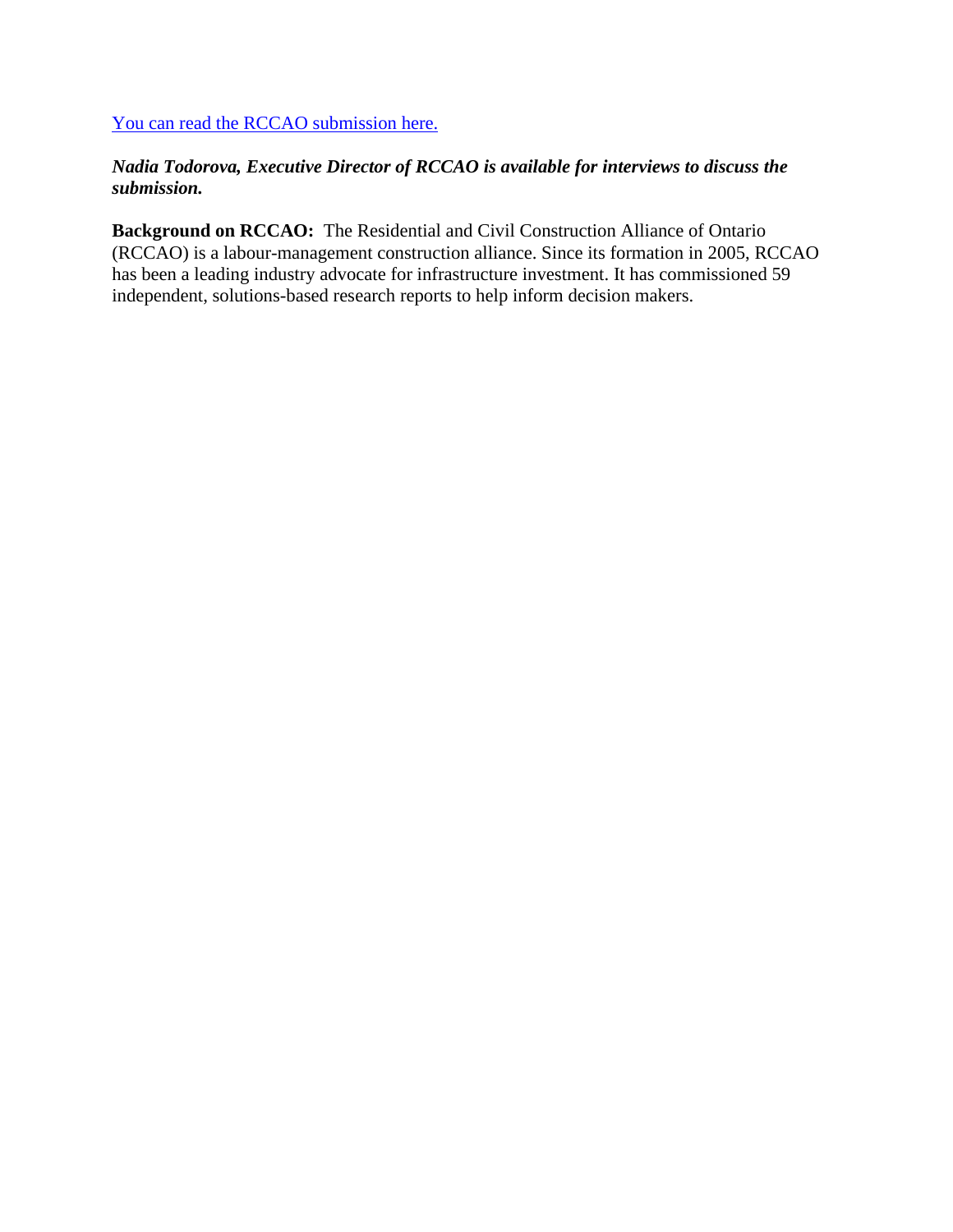[You can read the RCCAO submission here.]

***Nadia Todorova, Executive Director of RCCAO is available for interviews to discuss the submission.***

**Background on RCCAO:** The Residential and Civil Construction Alliance of Ontario (RCCAO) is a labour-management construction alliance. Since its formation in 2005, RCCAO has been a leading industry advocate for infrastructure investment. It has commissioned 59 independent, solutions-based research reports to help inform decision makers.